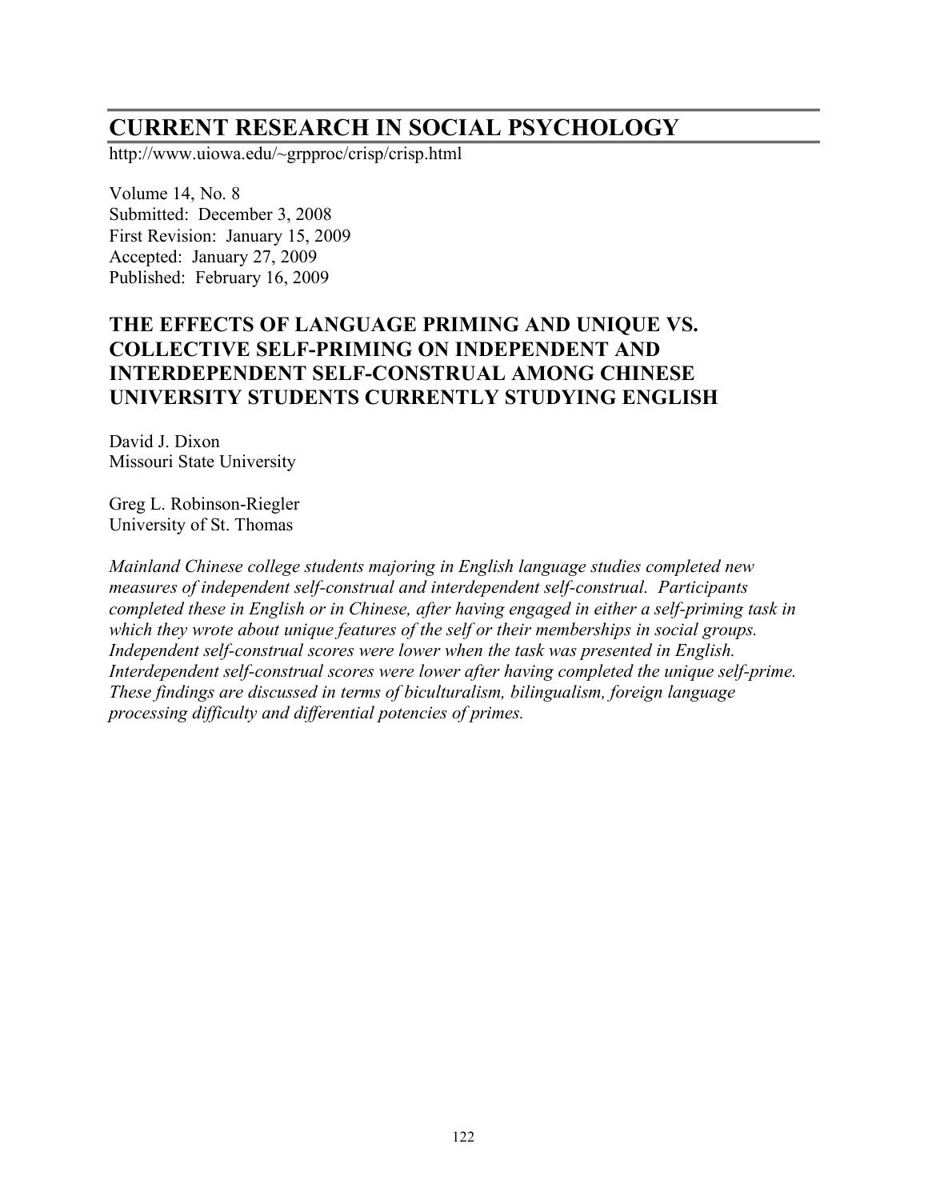# CURRENT RESEARCH IN SOCIAL PSYCHOLOGY

http://www.uiowa.edu/~grpproc/crisp/crisp.html

Volume 14, No. 8
Submitted: December 3, 2008
First Revision: January 15, 2009
Accepted: January 27, 2009
Published: February 16, 2009

## THE EFFECTS OF LANGUAGE PRIMING AND UNIQUE VS. COLLECTIVE SELF-PRIMING ON INDEPENDENT AND INTERDEPENDENT SELF-CONSTRUAL AMONG CHINESE UNIVERSITY STUDENTS CURRENTLY STUDYING ENGLISH

David J. Dixon
Missouri State University

Greg L. Robinson-Riegler
University of St. Thomas

*Mainland Chinese college students majoring in English language studies completed new measures of independent self-construal and interdependent self-construal. Participants completed these in English or in Chinese, after having engaged in either a self-priming task in which they wrote about unique features of the self or their memberships in social groups. Independent self-construal scores were lower when the task was presented in English. Interdependent self-construal scores were lower after having completed the unique self-prime. These findings are discussed in terms of biculturalism, bilingualism, foreign language processing difficulty and differential potencies of primes.*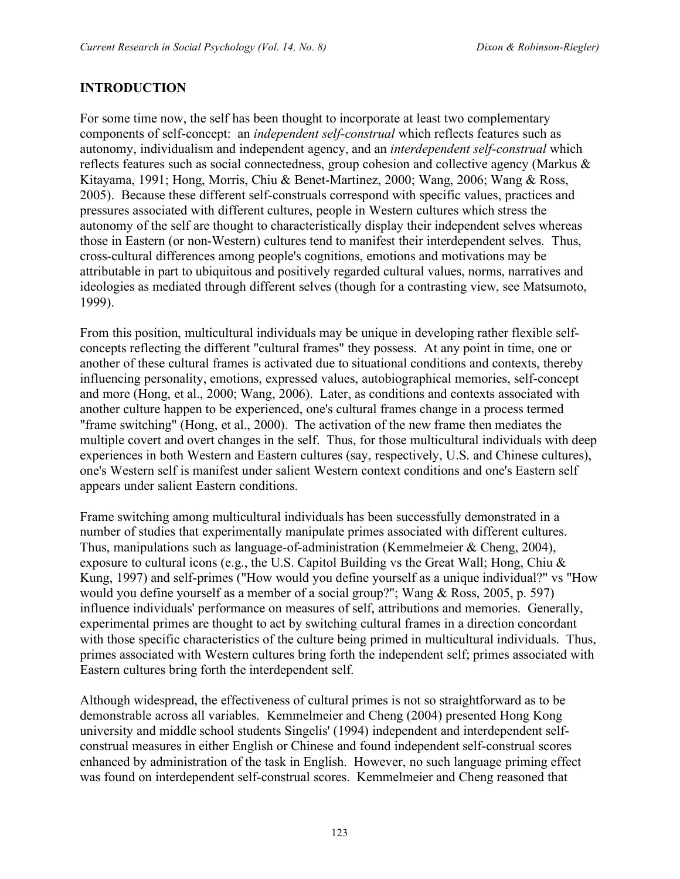## INTRODUCTION

For some time now, the self has been thought to incorporate at least two complementary components of self-concept: an *independent self-construal* which reflects features such as autonomy, individualism and independent agency, and an *interdependent self-construal* which reflects features such as social connectedness, group cohesion and collective agency (Markus & Kitayama, 1991; Hong, Morris, Chiu & Benet-Martinez, 2000; Wang, 2006; Wang & Ross, 2005). Because these different self-construals correspond with specific values, practices and pressures associated with different cultures, people in Western cultures which stress the autonomy of the self are thought to characteristically display their independent selves whereas those in Eastern (or non-Western) cultures tend to manifest their interdependent selves. Thus, cross-cultural differences among people's cognitions, emotions and motivations may be attributable in part to ubiquitous and positively regarded cultural values, norms, narratives and ideologies as mediated through different selves (though for a contrasting view, see Matsumoto, 1999).

From this position, multicultural individuals may be unique in developing rather flexible self-concepts reflecting the different "cultural frames" they possess. At any point in time, one or another of these cultural frames is activated due to situational conditions and contexts, thereby influencing personality, emotions, expressed values, autobiographical memories, self-concept and more (Hong, et al., 2000; Wang, 2006). Later, as conditions and contexts associated with another culture happen to be experienced, one's cultural frames change in a process termed "frame switching" (Hong, et al., 2000). The activation of the new frame then mediates the multiple covert and overt changes in the self. Thus, for those multicultural individuals with deep experiences in both Western and Eastern cultures (say, respectively, U.S. and Chinese cultures), one's Western self is manifest under salient Western context conditions and one's Eastern self appears under salient Eastern conditions.

Frame switching among multicultural individuals has been successfully demonstrated in a number of studies that experimentally manipulate primes associated with different cultures. Thus, manipulations such as language-of-administration (Kemmelmeier & Cheng, 2004), exposure to cultural icons (e.g., the U.S. Capitol Building vs the Great Wall; Hong, Chiu & Kung, 1997) and self-primes ("How would you define yourself as a unique individual?" vs "How would you define yourself as a member of a social group?"; Wang & Ross, 2005, p. 597) influence individuals' performance on measures of self, attributions and memories. Generally, experimental primes are thought to act by switching cultural frames in a direction concordant with those specific characteristics of the culture being primed in multicultural individuals. Thus, primes associated with Western cultures bring forth the independent self; primes associated with Eastern cultures bring forth the interdependent self.

Although widespread, the effectiveness of cultural primes is not so straightforward as to be demonstrable across all variables. Kemmelmeier and Cheng (2004) presented Hong Kong university and middle school students Singelis' (1994) independent and interdependent self-construal measures in either English or Chinese and found independent self-construal scores enhanced by administration of the task in English. However, no such language priming effect was found on interdependent self-construal scores. Kemmelmeier and Cheng reasoned that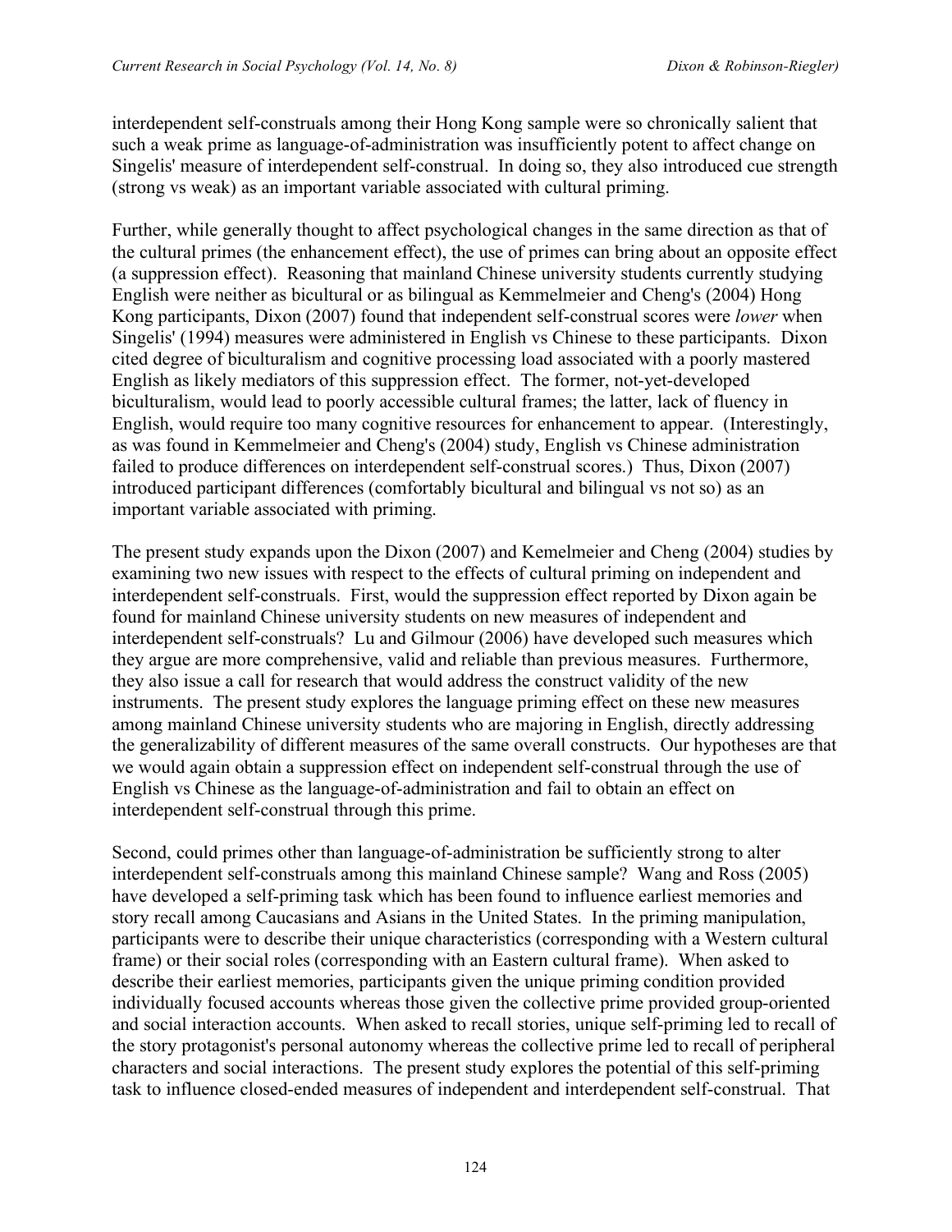interdependent self-construals among their Hong Kong sample were so chronically salient that such a weak prime as language-of-administration was insufficiently potent to affect change on Singelis' measure of interdependent self-construal. In doing so, they also introduced cue strength (strong vs weak) as an important variable associated with cultural priming.

Further, while generally thought to affect psychological changes in the same direction as that of the cultural primes (the enhancement effect), the use of primes can bring about an opposite effect (a suppression effect). Reasoning that mainland Chinese university students currently studying English were neither as bicultural or as bilingual as Kemmelmeier and Cheng's (2004) Hong Kong participants, Dixon (2007) found that independent self-construal scores were *lower* when Singelis' (1994) measures were administered in English vs Chinese to these participants. Dixon cited degree of biculturalism and cognitive processing load associated with a poorly mastered English as likely mediators of this suppression effect. The former, not-yet-developed biculturalism, would lead to poorly accessible cultural frames; the latter, lack of fluency in English, would require too many cognitive resources for enhancement to appear. (Interestingly, as was found in Kemmelmeier and Cheng's (2004) study, English vs Chinese administration failed to produce differences on interdependent self-construal scores.) Thus, Dixon (2007) introduced participant differences (comfortably bicultural and bilingual vs not so) as an important variable associated with priming.

The present study expands upon the Dixon (2007) and Kemelmeier and Cheng (2004) studies by examining two new issues with respect to the effects of cultural priming on independent and interdependent self-construals. First, would the suppression effect reported by Dixon again be found for mainland Chinese university students on new measures of independent and interdependent self-construals? Lu and Gilmour (2006) have developed such measures which they argue are more comprehensive, valid and reliable than previous measures. Furthermore, they also issue a call for research that would address the construct validity of the new instruments. The present study explores the language priming effect on these new measures among mainland Chinese university students who are majoring in English, directly addressing the generalizability of different measures of the same overall constructs. Our hypotheses are that we would again obtain a suppression effect on independent self-construal through the use of English vs Chinese as the language-of-administration and fail to obtain an effect on interdependent self-construal through this prime.

Second, could primes other than language-of-administration be sufficiently strong to alter interdependent self-construals among this mainland Chinese sample? Wang and Ross (2005) have developed a self-priming task which has been found to influence earliest memories and story recall among Caucasians and Asians in the United States. In the priming manipulation, participants were to describe their unique characteristics (corresponding with a Western cultural frame) or their social roles (corresponding with an Eastern cultural frame). When asked to describe their earliest memories, participants given the unique priming condition provided individually focused accounts whereas those given the collective prime provided group-oriented and social interaction accounts. When asked to recall stories, unique self-priming led to recall of the story protagonist's personal autonomy whereas the collective prime led to recall of peripheral characters and social interactions. The present study explores the potential of this self-priming task to influence closed-ended measures of independent and interdependent self-construal. That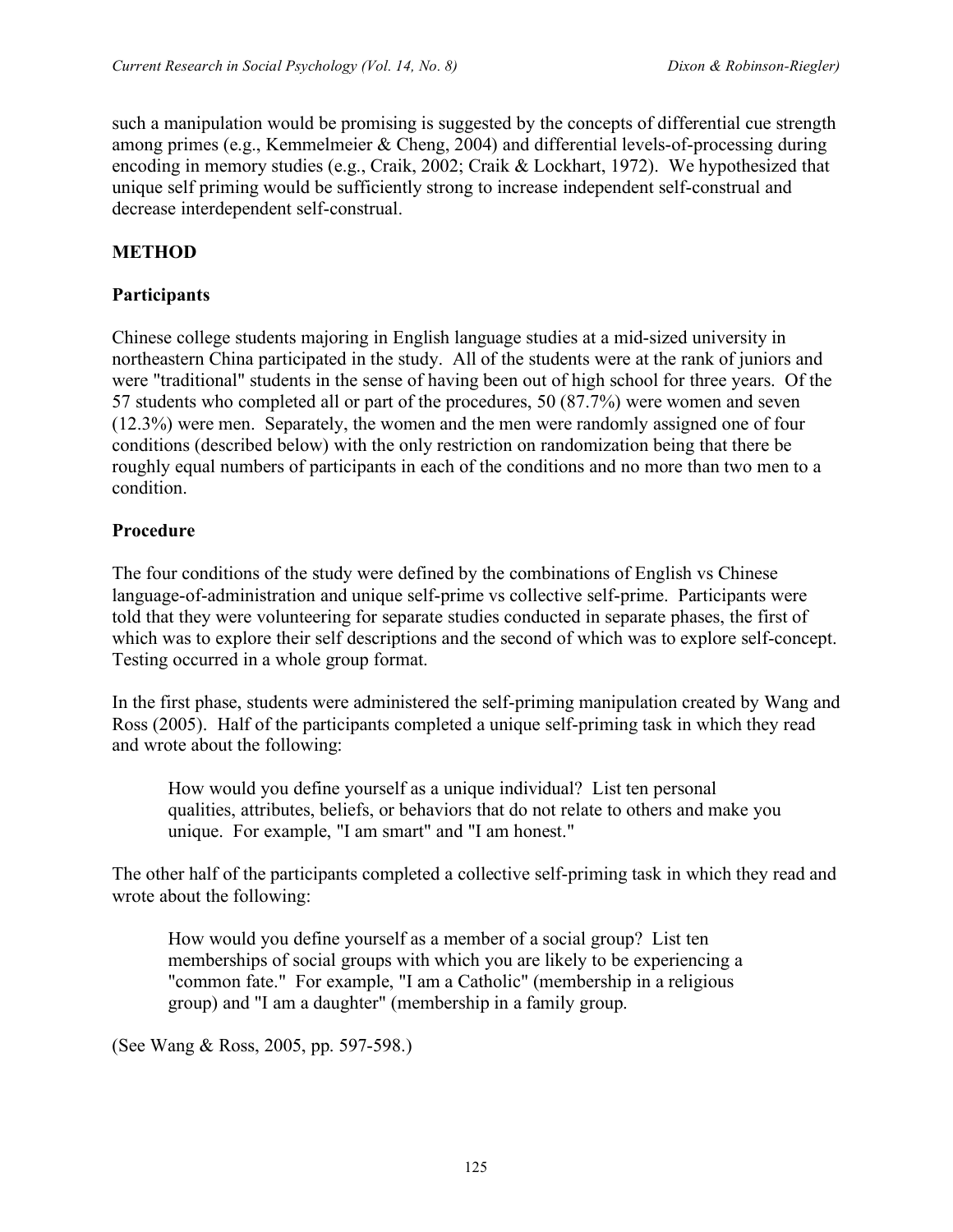such a manipulation would be promising is suggested by the concepts of differential cue strength among primes (e.g., Kemmelmeier & Cheng, 2004) and differential levels-of-processing during encoding in memory studies (e.g., Craik, 2002; Craik & Lockhart, 1972). We hypothesized that unique self priming would be sufficiently strong to increase independent self-construal and decrease interdependent self-construal.

## METHOD

### Participants

Chinese college students majoring in English language studies at a mid-sized university in northeastern China participated in the study. All of the students were at the rank of juniors and were "traditional" students in the sense of having been out of high school for three years. Of the 57 students who completed all or part of the procedures, 50 (87.7%) were women and seven (12.3%) were men. Separately, the women and the men were randomly assigned one of four conditions (described below) with the only restriction on randomization being that there be roughly equal numbers of participants in each of the conditions and no more than two men to a condition.

### Procedure

The four conditions of the study were defined by the combinations of English vs Chinese language-of-administration and unique self-prime vs collective self-prime. Participants were told that they were volunteering for separate studies conducted in separate phases, the first of which was to explore their self descriptions and the second of which was to explore self-concept. Testing occurred in a whole group format.

In the first phase, students were administered the self-priming manipulation created by Wang and Ross (2005). Half of the participants completed a unique self-priming task in which they read and wrote about the following:

> How would you define yourself as a unique individual? List ten personal qualities, attributes, beliefs, or behaviors that do not relate to others and make you unique. For example, "I am smart" and "I am honest."

The other half of the participants completed a collective self-priming task in which they read and wrote about the following:

> How would you define yourself as a member of a social group? List ten memberships of social groups with which you are likely to be experiencing a "common fate." For example, "I am a Catholic" (membership in a religious group) and "I am a daughter" (membership in a family group.

(See Wang & Ross, 2005, pp. 597-598.)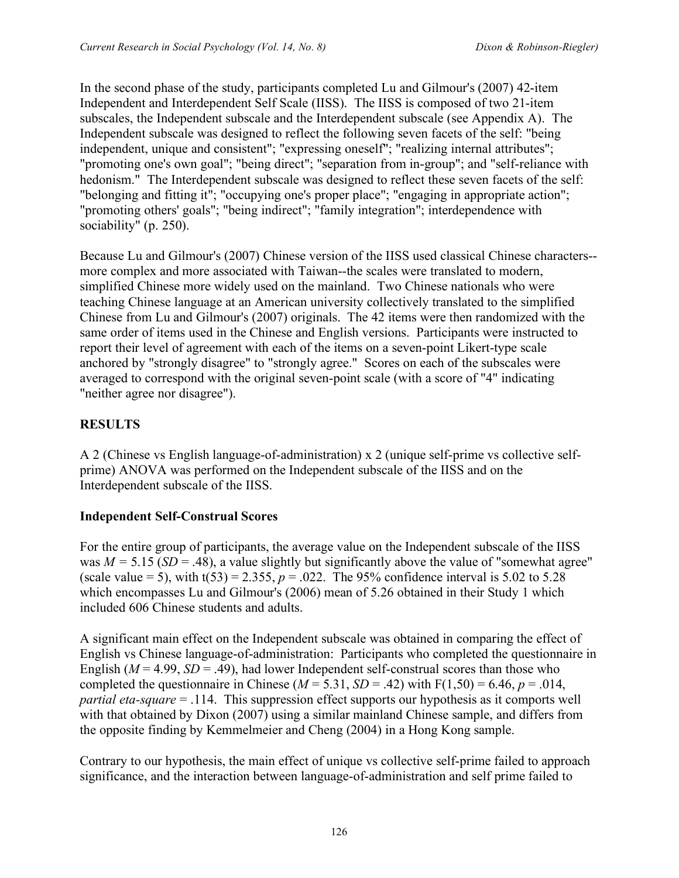In the second phase of the study, participants completed Lu and Gilmour's (2007) 42-item Independent and Interdependent Self Scale (IISS). The IISS is composed of two 21-item subscales, the Independent subscale and the Interdependent subscale (see Appendix A). The Independent subscale was designed to reflect the following seven facets of the self: "being independent, unique and consistent"; "expressing oneself"; "realizing internal attributes"; "promoting one's own goal"; "being direct"; "separation from in-group"; and "self-reliance with hedonism." The Interdependent subscale was designed to reflect these seven facets of the self: "belonging and fitting it"; "occupying one's proper place"; "engaging in appropriate action"; "promoting others' goals"; "being indirect"; "family integration"; interdependence with sociability" (p. 250).

Because Lu and Gilmour's (2007) Chinese version of the IISS used classical Chinese characters--more complex and more associated with Taiwan--the scales were translated to modern, simplified Chinese more widely used on the mainland. Two Chinese nationals who were teaching Chinese language at an American university collectively translated to the simplified Chinese from Lu and Gilmour's (2007) originals. The 42 items were then randomized with the same order of items used in the Chinese and English versions. Participants were instructed to report their level of agreement with each of the items on a seven-point Likert-type scale anchored by "strongly disagree" to "strongly agree." Scores on each of the subscales were averaged to correspond with the original seven-point scale (with a score of "4" indicating "neither agree nor disagree").

## RESULTS

A 2 (Chinese vs English language-of-administration) x 2 (unique self-prime vs collective self-prime) ANOVA was performed on the Independent subscale of the IISS and on the Interdependent subscale of the IISS.

### Independent Self-Construal Scores

For the entire group of participants, the average value on the Independent subscale of the IISS was $M = 5.15$ ($SD = .48$), a value slightly but significantly above the value of "somewhat agree" (scale value = 5), with $t(53) = 2.355$, $p = .022$. The 95% confidence interval is 5.02 to 5.28 which encompasses Lu and Gilmour's (2006) mean of 5.26 obtained in their Study 1 which included 606 Chinese students and adults.

A significant main effect on the Independent subscale was obtained in comparing the effect of English vs Chinese language-of-administration: Participants who completed the questionnaire in English ($M = 4.99$, $SD = .49$), had lower Independent self-construal scores than those who completed the questionnaire in Chinese ($M = 5.31$, $SD = .42$) with $F(1,50) = 6.46$, $p = .014$, *partial eta-square* = .114. This suppression effect supports our hypothesis as it comports well with that obtained by Dixon (2007) using a similar mainland Chinese sample, and differs from the opposite finding by Kemmelmeier and Cheng (2004) in a Hong Kong sample.

Contrary to our hypothesis, the main effect of unique vs collective self-prime failed to approach significance, and the interaction between language-of-administration and self prime failed to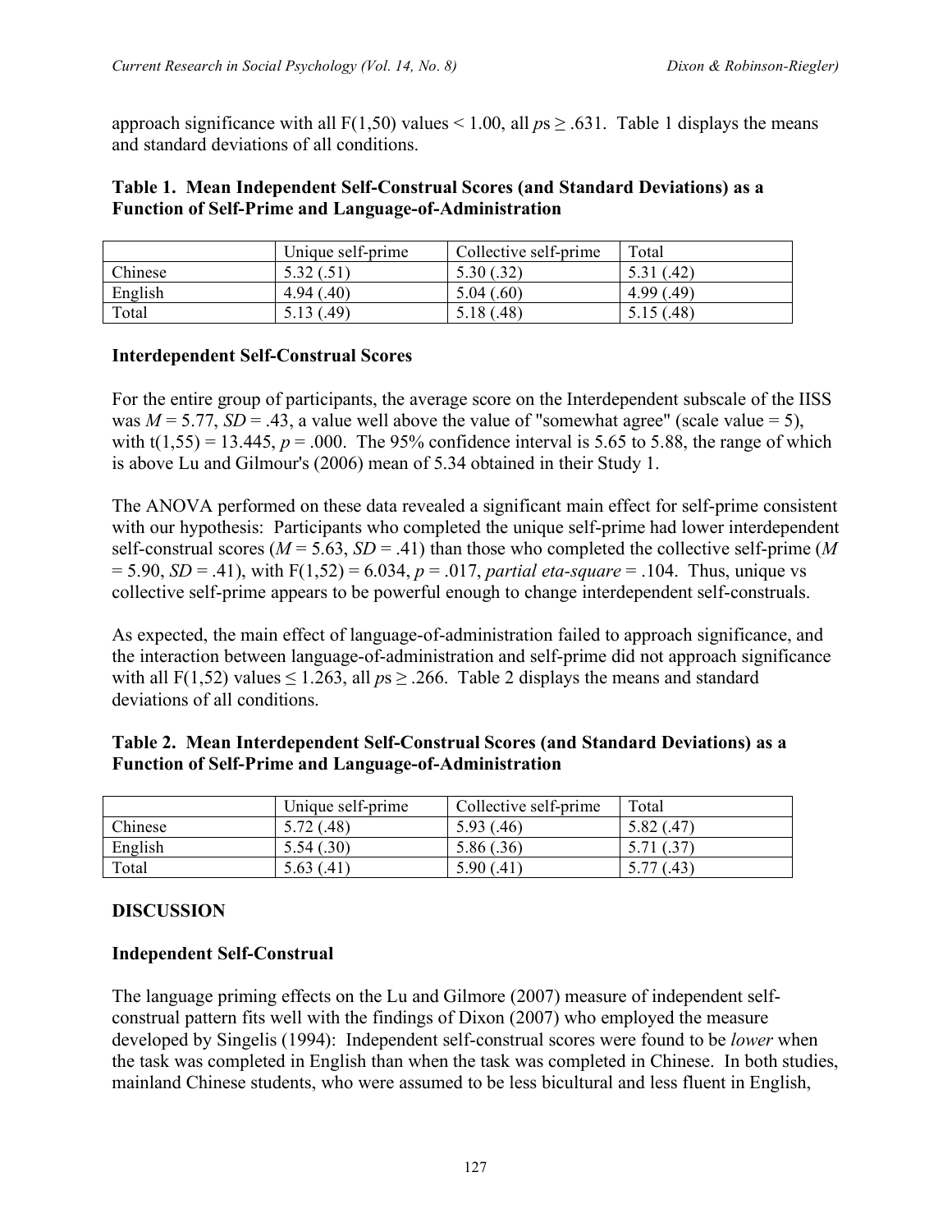approach significance with all $F(1,50)$ values < 1.00, all $ps \geq .631$. Table 1 displays the means and standard deviations of all conditions.

**Table 1. Mean Independent Self-Construal Scores (and Standard Deviations) as a Function of Self-Prime and Language-of-Administration**

| | Unique self-prime | Collective self-prime | Total |
|---|---|---|---|
| Chinese | 5.32 (.51) | 5.30 (.32) | 5.31 (.42) |
| English | 4.94 (.40) | 5.04 (.60) | 4.99 (.49) |
| Total | 5.13 (.49) | 5.18 (.48) | 5.15 (.48) |

**Interdependent Self-Construal Scores**

For the entire group of participants, the average score on the Interdependent subscale of the IISS was $M = 5.77$, $SD = .43$, a value well above the value of "somewhat agree" (scale value = 5), with $t(1,55) = 13.445$, $p = .000$. The 95% confidence interval is 5.65 to 5.88, the range of which is above Lu and Gilmour's (2006) mean of 5.34 obtained in their Study 1.

The ANOVA performed on these data revealed a significant main effect for self-prime consistent with our hypothesis: Participants who completed the unique self-prime had lower interdependent self-construal scores ($M = 5.63$, $SD = .41$) than those who completed the collective self-prime ($M = 5.90$, $SD = .41$), with $F(1,52) = 6.034$, $p = .017$, *partial eta-square* = .104. Thus, unique vs collective self-prime appears to be powerful enough to change interdependent self-construals.

As expected, the main effect of language-of-administration failed to approach significance, and the interaction between language-of-administration and self-prime did not approach significance with all $F(1,52)$ values $\leq 1.263$, all $ps \geq .266$. Table 2 displays the means and standard deviations of all conditions.

**Table 2. Mean Interdependent Self-Construal Scores (and Standard Deviations) as a Function of Self-Prime and Language-of-Administration**

| | Unique self-prime | Collective self-prime | Total |
|---|---|---|---|
| Chinese | 5.72 (.48) | 5.93 (.46) | 5.82 (.47) |
| English | 5.54 (.30) | 5.86 (.36) | 5.71 (.37) |
| Total | 5.63 (.41) | 5.90 (.41) | 5.77 (.43) |

## DISCUSSION

### Independent Self-Construal

The language priming effects on the Lu and Gilmore (2007) measure of independent self-construal pattern fits well with the findings of Dixon (2007) who employed the measure developed by Singelis (1994): Independent self-construal scores were found to be *lower* when the task was completed in English than when the task was completed in Chinese. In both studies, mainland Chinese students, who were assumed to be less bicultural and less fluent in English,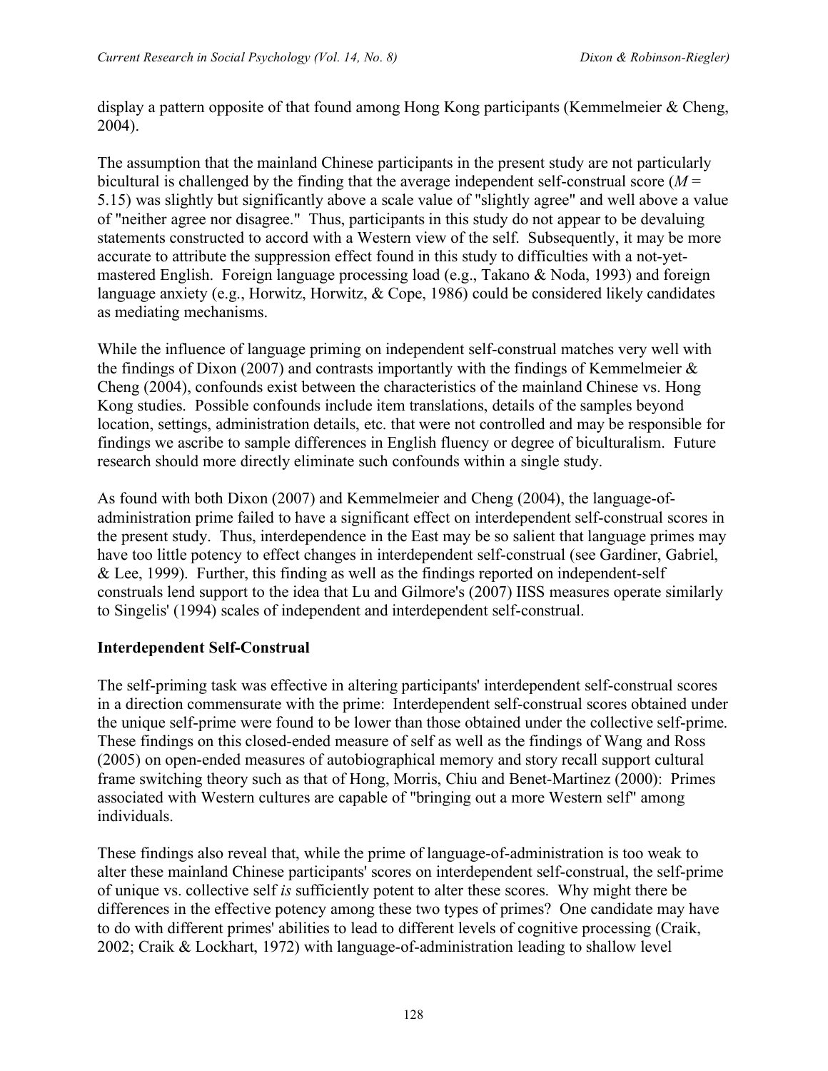display a pattern opposite of that found among Hong Kong participants (Kemmelmeier & Cheng, 2004).

The assumption that the mainland Chinese participants in the present study are not particularly bicultural is challenged by the finding that the average independent self-construal score ($M$ = 5.15) was slightly but significantly above a scale value of "slightly agree" and well above a value of "neither agree nor disagree." Thus, participants in this study do not appear to be devaluing statements constructed to accord with a Western view of the self. Subsequently, it may be more accurate to attribute the suppression effect found in this study to difficulties with a not-yet-mastered English. Foreign language processing load (e.g., Takano & Noda, 1993) and foreign language anxiety (e.g., Horwitz, Horwitz, & Cope, 1986) could be considered likely candidates as mediating mechanisms.

While the influence of language priming on independent self-construal matches very well with the findings of Dixon (2007) and contrasts importantly with the findings of Kemmelmeier & Cheng (2004), confounds exist between the characteristics of the mainland Chinese vs. Hong Kong studies. Possible confounds include item translations, details of the samples beyond location, settings, administration details, etc. that were not controlled and may be responsible for findings we ascribe to sample differences in English fluency or degree of biculturalism. Future research should more directly eliminate such confounds within a single study.

As found with both Dixon (2007) and Kemmelmeier and Cheng (2004), the language-of-administration prime failed to have a significant effect on interdependent self-construal scores in the present study. Thus, interdependence in the East may be so salient that language primes may have too little potency to effect changes in interdependent self-construal (see Gardiner, Gabriel, & Lee, 1999). Further, this finding as well as the findings reported on independent-self construals lend support to the idea that Lu and Gilmore's (2007) IISS measures operate similarly to Singelis' (1994) scales of independent and interdependent self-construal.

## Interdependent Self-Construal

The self-priming task was effective in altering participants' interdependent self-construal scores in a direction commensurate with the prime: Interdependent self-construal scores obtained under the unique self-prime were found to be lower than those obtained under the collective self-prime. These findings on this closed-ended measure of self as well as the findings of Wang and Ross (2005) on open-ended measures of autobiographical memory and story recall support cultural frame switching theory such as that of Hong, Morris, Chiu and Benet-Martinez (2000): Primes associated with Western cultures are capable of "bringing out a more Western self" among individuals.

These findings also reveal that, while the prime of language-of-administration is too weak to alter these mainland Chinese participants' scores on interdependent self-construal, the self-prime of unique vs. collective self *is* sufficiently potent to alter these scores. Why might there be differences in the effective potency among these two types of primes? One candidate may have to do with different primes' abilities to lead to different levels of cognitive processing (Craik, 2002; Craik & Lockhart, 1972) with language-of-administration leading to shallow level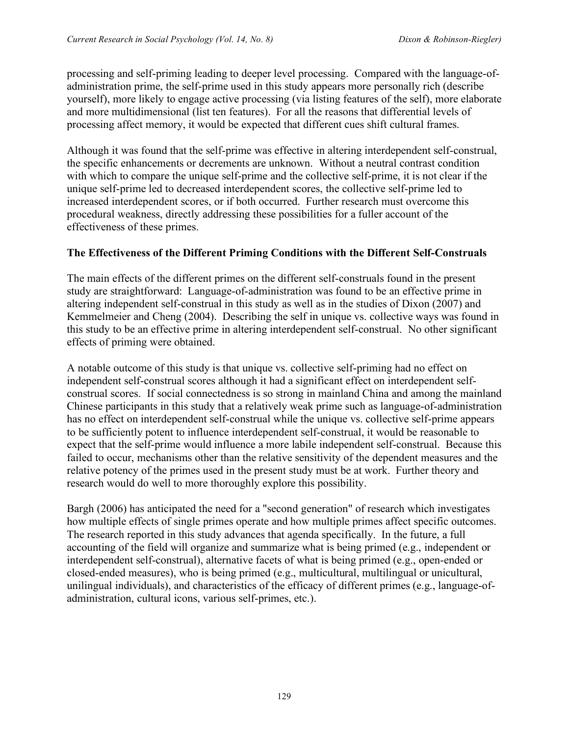processing and self-priming leading to deeper level processing. Compared with the language-of-administration prime, the self-prime used in this study appears more personally rich (describe yourself), more likely to engage active processing (via listing features of the self), more elaborate and more multidimensional (list ten features). For all the reasons that differential levels of processing affect memory, it would be expected that different cues shift cultural frames.

Although it was found that the self-prime was effective in altering interdependent self-construal, the specific enhancements or decrements are unknown. Without a neutral contrast condition with which to compare the unique self-prime and the collective self-prime, it is not clear if the unique self-prime led to decreased interdependent scores, the collective self-prime led to increased interdependent scores, or if both occurred. Further research must overcome this procedural weakness, directly addressing these possibilities for a fuller account of the effectiveness of these primes.

### The Effectiveness of the Different Priming Conditions with the Different Self-Construals

The main effects of the different primes on the different self-construals found in the present study are straightforward: Language-of-administration was found to be an effective prime in altering independent self-construal in this study as well as in the studies of Dixon (2007) and Kemmelmeier and Cheng (2004). Describing the self in unique vs. collective ways was found in this study to be an effective prime in altering interdependent self-construal. No other significant effects of priming were obtained.

A notable outcome of this study is that unique vs. collective self-priming had no effect on independent self-construal scores although it had a significant effect on interdependent self-construal scores. If social connectedness is so strong in mainland China and among the mainland Chinese participants in this study that a relatively weak prime such as language-of-administration has no effect on interdependent self-construal while the unique vs. collective self-prime appears to be sufficiently potent to influence interdependent self-construal, it would be reasonable to expect that the self-prime would influence a more labile independent self-construal. Because this failed to occur, mechanisms other than the relative sensitivity of the dependent measures and the relative potency of the primes used in the present study must be at work. Further theory and research would do well to more thoroughly explore this possibility.

Bargh (2006) has anticipated the need for a "second generation" of research which investigates how multiple effects of single primes operate and how multiple primes affect specific outcomes. The research reported in this study advances that agenda specifically. In the future, a full accounting of the field will organize and summarize what is being primed (e.g., independent or interdependent self-construal), alternative facets of what is being primed (e.g., open-ended or closed-ended measures), who is being primed (e.g., multicultural, multilingual or unicultural, unilingual individuals), and characteristics of the efficacy of different primes (e.g., language-of-administration, cultural icons, various self-primes, etc.).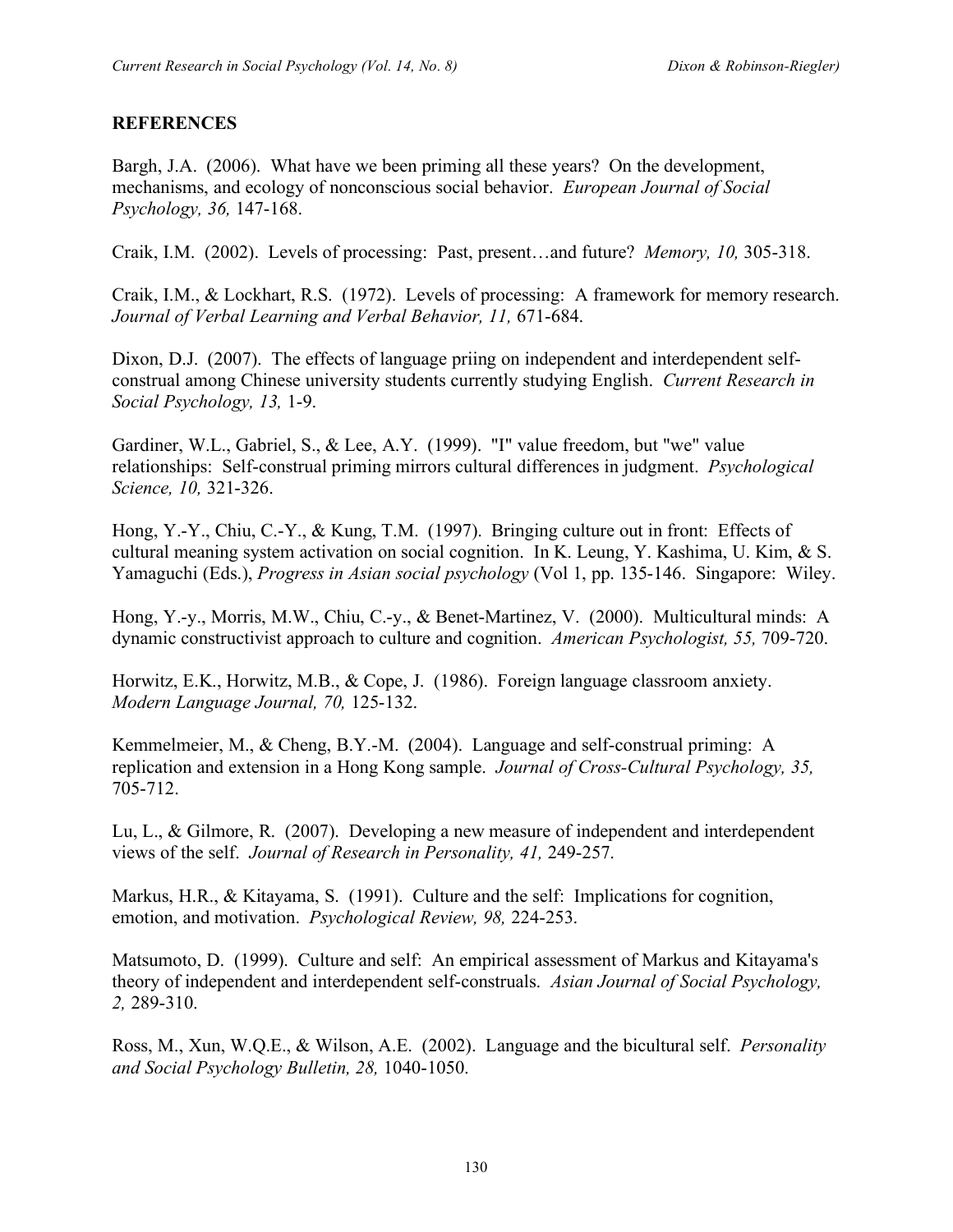## REFERENCES

Bargh, J.A. (2006). What have we been priming all these years? On the development, mechanisms, and ecology of nonconscious social behavior. *European Journal of Social Psychology, 36,* 147-168.

Craik, I.M. (2002). Levels of processing: Past, present…and future? *Memory, 10,* 305-318.

Craik, I.M., & Lockhart, R.S. (1972). Levels of processing: A framework for memory research. *Journal of Verbal Learning and Verbal Behavior, 11,* 671-684.

Dixon, D.J. (2007). The effects of language priing on independent and interdependent self-construal among Chinese university students currently studying English. *Current Research in Social Psychology, 13,* 1-9.

Gardiner, W.L., Gabriel, S., & Lee, A.Y. (1999). "I" value freedom, but "we" value relationships: Self-construal priming mirrors cultural differences in judgment. *Psychological Science, 10,* 321-326.

Hong, Y.-Y., Chiu, C.-Y., & Kung, T.M. (1997). Bringing culture out in front: Effects of cultural meaning system activation on social cognition. In K. Leung, Y. Kashima, U. Kim, & S. Yamaguchi (Eds.), *Progress in Asian social psychology* (Vol 1, pp. 135-146. Singapore: Wiley.

Hong, Y.-y., Morris, M.W., Chiu, C.-y., & Benet-Martinez, V. (2000). Multicultural minds: A dynamic constructivist approach to culture and cognition. *American Psychologist, 55,* 709-720.

Horwitz, E.K., Horwitz, M.B., & Cope, J. (1986). Foreign language classroom anxiety. *Modern Language Journal, 70,* 125-132.

Kemmelmeier, M., & Cheng, B.Y.-M. (2004). Language and self-construal priming: A replication and extension in a Hong Kong sample. *Journal of Cross-Cultural Psychology, 35,* 705-712.

Lu, L., & Gilmore, R. (2007). Developing a new measure of independent and interdependent views of the self. *Journal of Research in Personality, 41,* 249-257.

Markus, H.R., & Kitayama, S. (1991). Culture and the self: Implications for cognition, emotion, and motivation. *Psychological Review, 98,* 224-253.

Matsumoto, D. (1999). Culture and self: An empirical assessment of Markus and Kitayama's theory of independent and interdependent self-construals. *Asian Journal of Social Psychology, 2,* 289-310.

Ross, M., Xun, W.Q.E., & Wilson, A.E. (2002). Language and the bicultural self. *Personality and Social Psychology Bulletin, 28,* 1040-1050.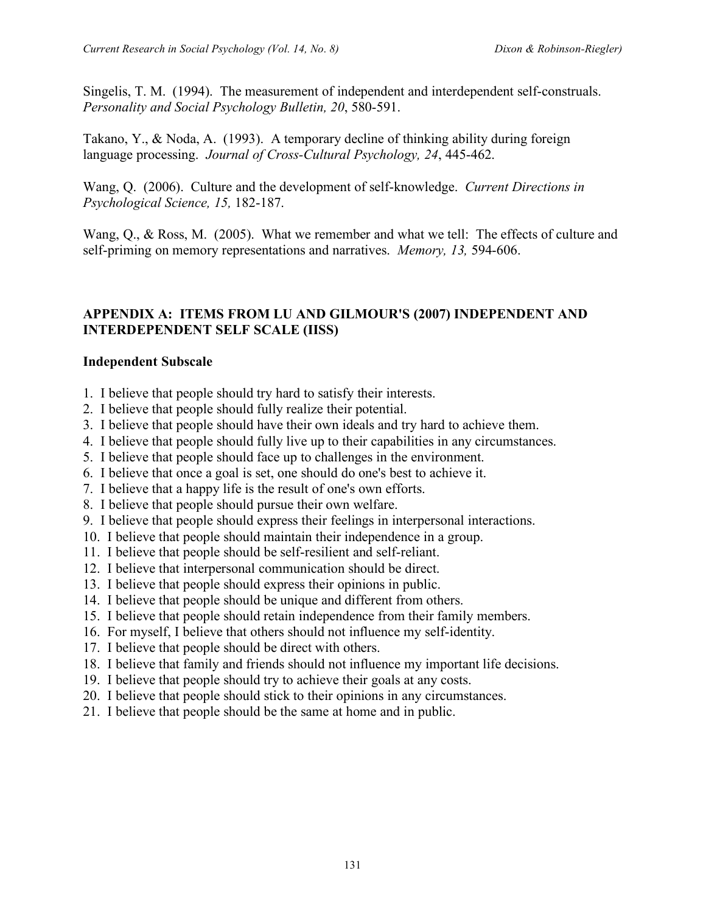Singelis, T. M. (1994). The measurement of independent and interdependent self-construals. *Personality and Social Psychology Bulletin, 20*, 580-591.

Takano, Y., & Noda, A. (1993). A temporary decline of thinking ability during foreign language processing. *Journal of Cross-Cultural Psychology, 24*, 445-462.

Wang, Q. (2006). Culture and the development of self-knowledge. *Current Directions in Psychological Science, 15,* 182-187.

Wang, Q., & Ross, M. (2005). What we remember and what we tell: The effects of culture and self-priming on memory representations and narratives. *Memory, 13,* 594-606.

## APPENDIX A: ITEMS FROM LU AND GILMOUR'S (2007) INDEPENDENT AND INTERDEPENDENT SELF SCALE (IISS)

### Independent Subscale

1. I believe that people should try hard to satisfy their interests.
2. I believe that people should fully realize their potential.
3. I believe that people should have their own ideals and try hard to achieve them.
4. I believe that people should fully live up to their capabilities in any circumstances.
5. I believe that people should face up to challenges in the environment.
6. I believe that once a goal is set, one should do one's best to achieve it.
7. I believe that a happy life is the result of one's own efforts.
8. I believe that people should pursue their own welfare.
9. I believe that people should express their feelings in interpersonal interactions.
10. I believe that people should maintain their independence in a group.
11. I believe that people should be self-resilient and self-reliant.
12. I believe that interpersonal communication should be direct.
13. I believe that people should express their opinions in public.
14. I believe that people should be unique and different from others.
15. I believe that people should retain independence from their family members.
16. For myself, I believe that others should not influence my self-identity.
17. I believe that people should be direct with others.
18. I believe that family and friends should not influence my important life decisions.
19. I believe that people should try to achieve their goals at any costs.
20. I believe that people should stick to their opinions in any circumstances.
21. I believe that people should be the same at home and in public.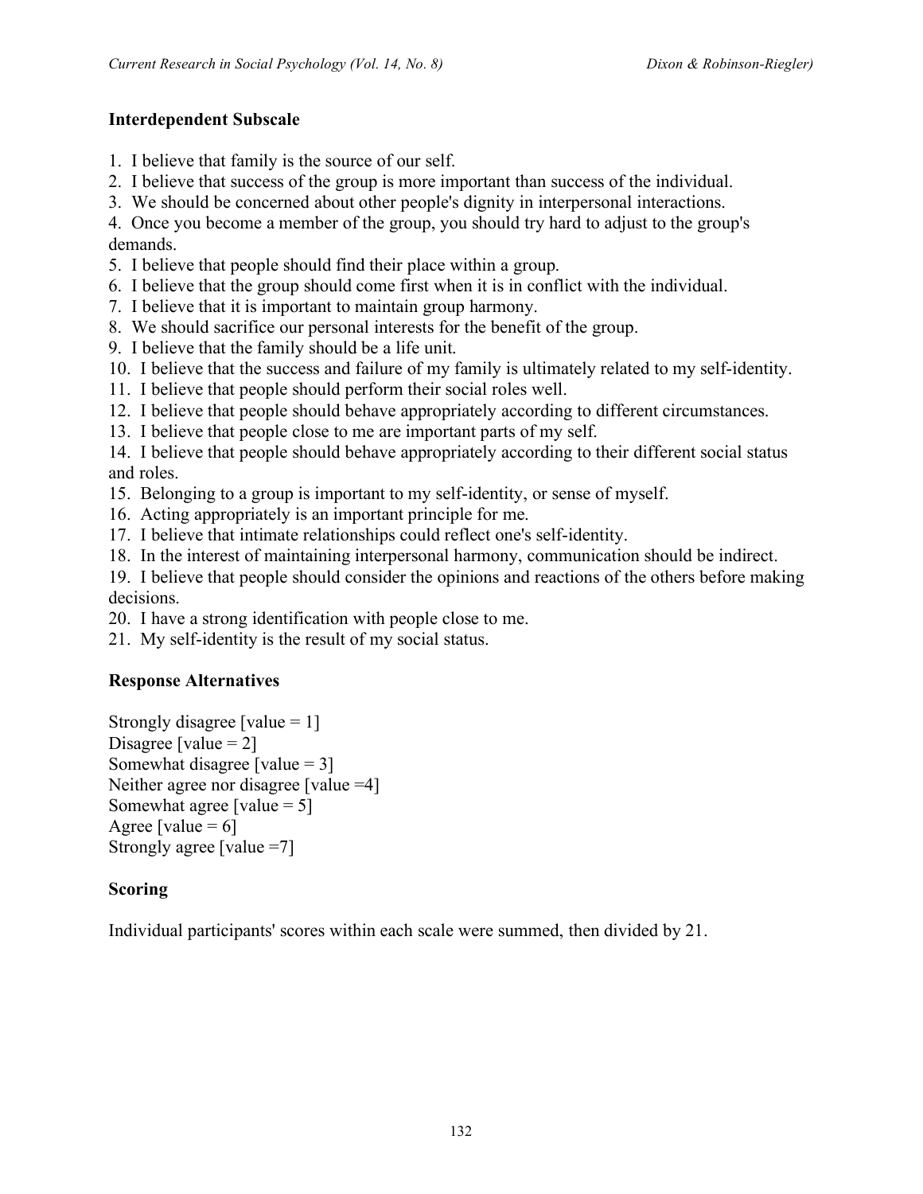### Interdependent Subscale

1. I believe that family is the source of our self.
2. I believe that success of the group is more important than success of the individual.
3. We should be concerned about other people's dignity in interpersonal interactions.
4. Once you become a member of the group, you should try hard to adjust to the group's demands.
5. I believe that people should find their place within a group.
6. I believe that the group should come first when it is in conflict with the individual.
7. I believe that it is important to maintain group harmony.
8. We should sacrifice our personal interests for the benefit of the group.
9. I believe that the family should be a life unit.
10. I believe that the success and failure of my family is ultimately related to my self-identity.
11. I believe that people should perform their social roles well.
12. I believe that people should behave appropriately according to different circumstances.
13. I believe that people close to me are important parts of my self.
14. I believe that people should behave appropriately according to their different social status and roles.
15. Belonging to a group is important to my self-identity, or sense of myself.
16. Acting appropriately is an important principle for me.
17. I believe that intimate relationships could reflect one's self-identity.
18. In the interest of maintaining interpersonal harmony, communication should be indirect.
19. I believe that people should consider the opinions and reactions of the others before making decisions.
20. I have a strong identification with people close to me.
21. My self-identity is the result of my social status.

### Response Alternatives

Strongly disagree [value = 1]
Disagree [value = 2]
Somewhat disagree [value = 3]
Neither agree nor disagree [value =4]
Somewhat agree [value = 5]
Agree [value = 6]
Strongly agree [value =7]

### Scoring

Individual participants' scores within each scale were summed, then divided by 21.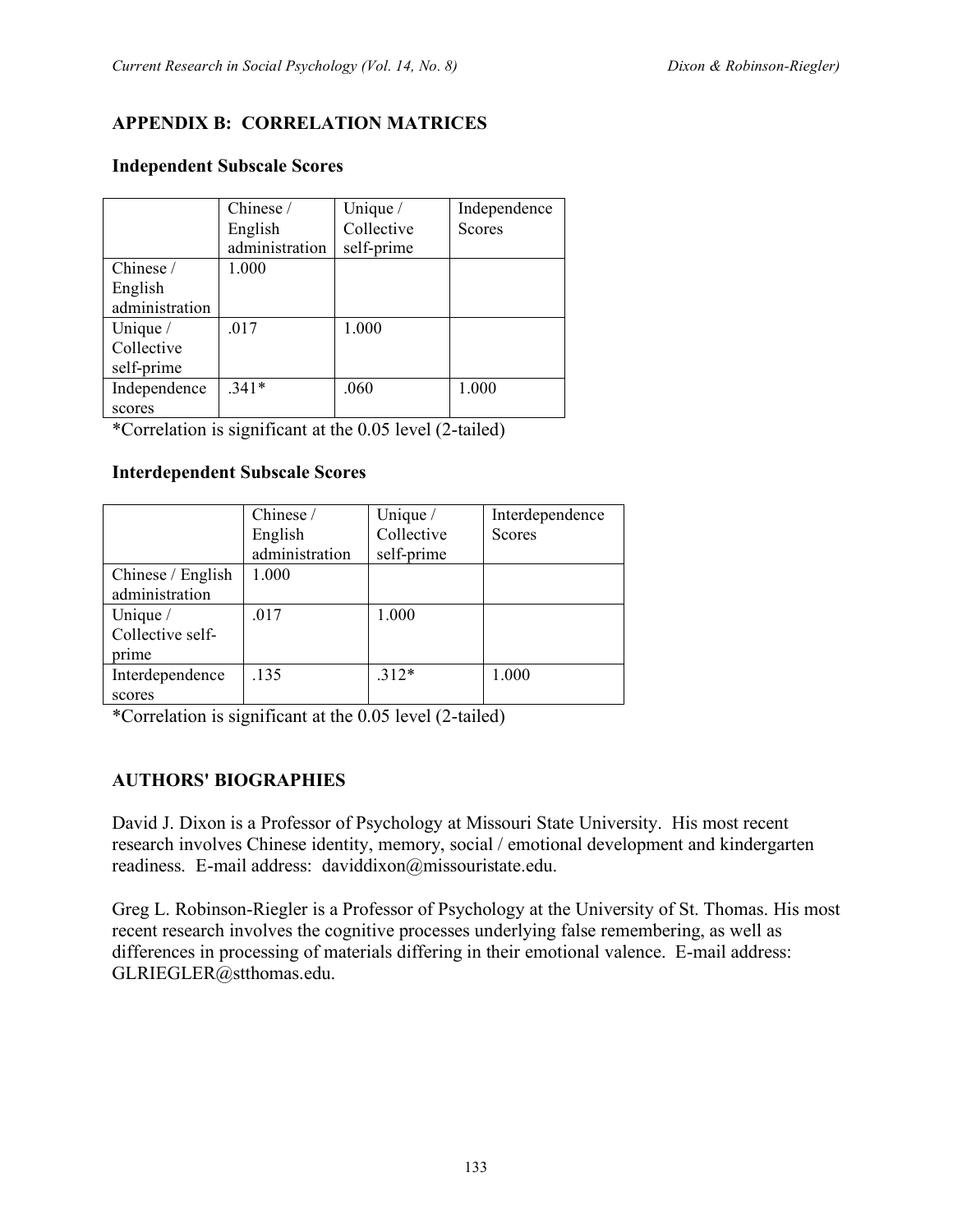## APPENDIX B: CORRELATION MATRICES

### Independent Subscale Scores

| | Chinese / English administration | Unique / Collective self-prime | Independence Scores |
|---|---|---|---|
| Chinese / English administration | 1.000 | | |
| Unique / Collective self-prime | .017 | 1.000 | |
| Independence scores | .341* | .060 | 1.000 |

*Correlation is significant at the 0.05 level (2-tailed)

### Interdependent Subscale Scores

| | Chinese / English administration | Unique / Collective self-prime | Interdependence Scores |
|---|---|---|---|
| Chinese / English administration | 1.000 | | |
| Unique / Collective self-prime | .017 | 1.000 | |
| Interdependence scores | .135 | .312* | 1.000 |

*Correlation is significant at the 0.05 level (2-tailed)

## AUTHORS' BIOGRAPHIES

David J. Dixon is a Professor of Psychology at Missouri State University. His most recent research involves Chinese identity, memory, social / emotional development and kindergarten readiness. E-mail address: daviddixon@missouristate.edu.

Greg L. Robinson-Riegler is a Professor of Psychology at the University of St. Thomas. His most recent research involves the cognitive processes underlying false remembering, as well as differences in processing of materials differing in their emotional valence. E-mail address: GLRIEGLER@stthomas.edu.